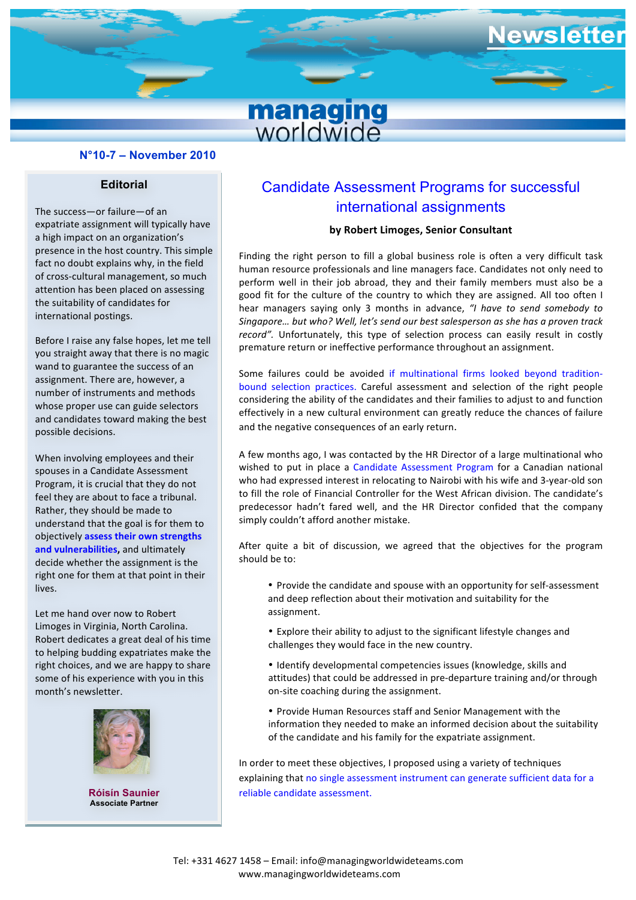# Newsletter

**managing worldwide**

**N°10-7 – November 2010**

## Editorial

The success—or failure—of an expatriate assignment will typically have a high impact on an organization's presence in the host country. This simple fact no doubt explains why, in the field of cross-cultural management, so much attention has been placed on assessing the suitability of candidates for international postings.

Before I raise any false hopes, let me tell you straight away that there is no magic wand to guarantee the success of an assignment. There are, however, a number of instruments and methods whose proper use can guide selectors and candidates toward making the best possible decisions.

When involving employees and their spouses in a Candidate Assessment Program, it is crucial that they do not feel they are about to face a tribunal. Rather, they should be made to understand that the goal is for them to objectively **assess their own strengths and vulnerabilities,** and ultimately decide whether the assignment is the right one for them at that point in their lives.

Let me hand over now to Robert Limoges in Virginia, North Carolina. Robert dedicates a great deal of his time to helping budding expatriates make the right choices, and we are happy to share some of his experience with you in this month's newsletter.

**Róisín Saunier**
**Associate Partner**

## Candidate Assessment Programs for successful international assignments

**by Robert Limoges, Senior Consultant**

Finding the right person to fill a global business role is often a very difficult task human resource professionals and line managers face. Candidates not only need to perform well in their job abroad, they and their family members must also be a good fit for the culture of the country to which they are assigned. All too often I hear managers saying only 3 months in advance, *"I have to send somebody to Singapore… but who? Well, let's send our best salesperson as she has a proven track record".* Unfortunately, this type of selection process can easily result in costly premature return or ineffective performance throughout an assignment.

Some failures could be avoided if multinational firms looked beyond tradition-bound selection practices. Careful assessment and selection of the right people considering the ability of the candidates and their families to adjust to and function effectively in a new cultural environment can greatly reduce the chances of failure and the negative consequences of an early return.

A few months ago, I was contacted by the HR Director of a large multinational who wished to put in place a Candidate Assessment Program for a Canadian national who had expressed interest in relocating to Nairobi with his wife and 3-year-old son to fill the role of Financial Controller for the West African division. The candidate's predecessor hadn't fared well, and the HR Director confided that the company simply couldn't afford another mistake.

After quite a bit of discussion, we agreed that the objectives for the program should be to:

- Provide the candidate and spouse with an opportunity for self-assessment and deep reflection about their motivation and suitability for the assignment.
- Explore their ability to adjust to the significant lifestyle changes and challenges they would face in the new country.
- Identify developmental competencies issues (knowledge, skills and attitudes) that could be addressed in pre-departure training and/or through on-site coaching during the assignment.
- Provide Human Resources staff and Senior Management with the information they needed to make an informed decision about the suitability of the candidate and his family for the expatriate assignment.

In order to meet these objectives, I proposed using a variety of techniques explaining that no single assessment instrument can generate sufficient data for a reliable candidate assessment.

Tel: +331 4627 1458 – Email: info@managingworldwideteams.com
www.managingworldwideteams.com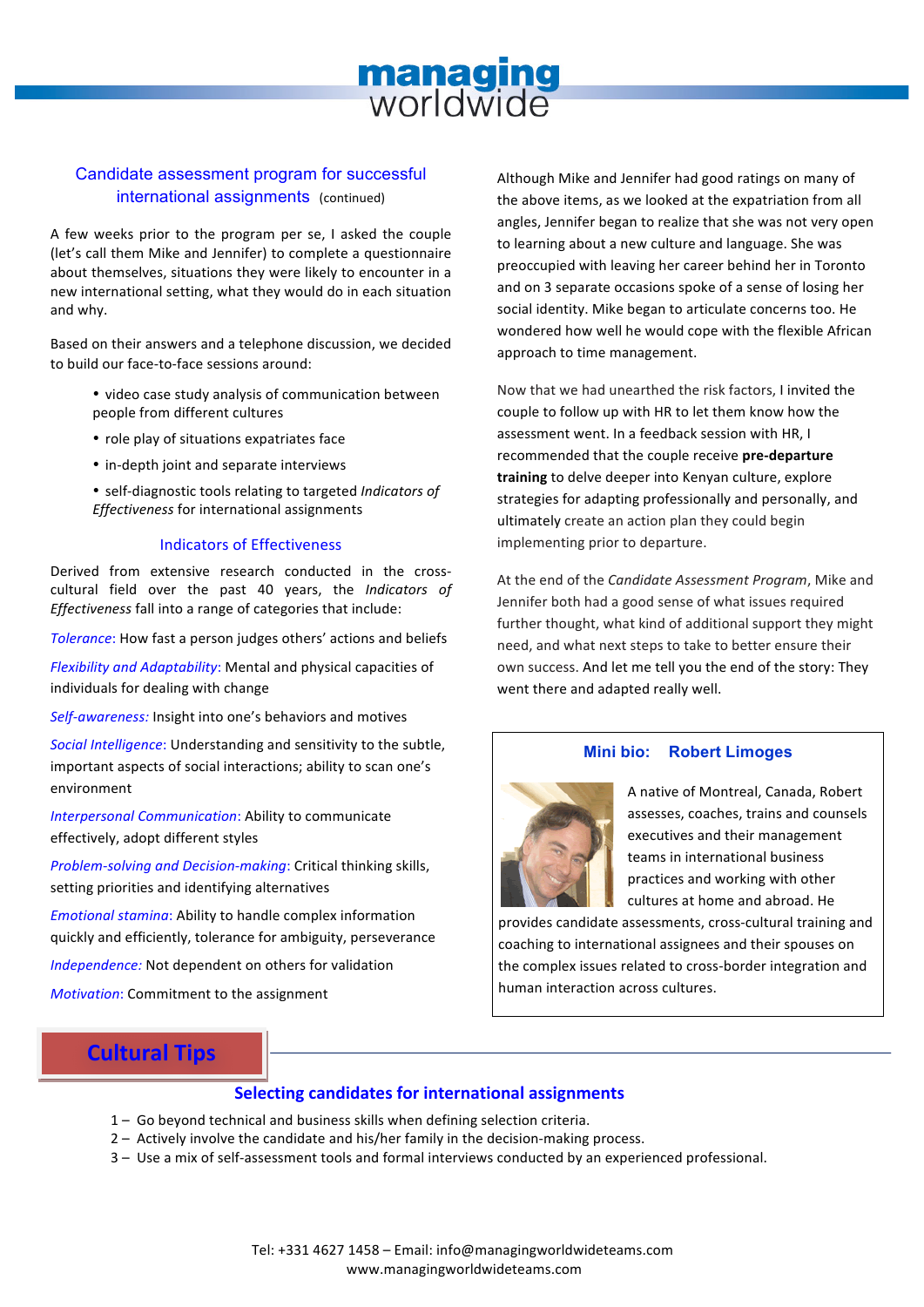## Candidate assessment program for successful international assignments (continued)

A few weeks prior to the program per se, I asked the couple (let's call them Mike and Jennifer) to complete a questionnaire about themselves, situations they were likely to encounter in a new international setting, what they would do in each situation and why.

Based on their answers and a telephone discussion, we decided to build our face-to-face sessions around:

- video case study analysis of communication between people from different cultures
- role play of situations expatriates face
- in-depth joint and separate interviews
- self-diagnostic tools relating to targeted *Indicators of Effectiveness* for international assignments

### Indicators of Effectiveness

Derived from extensive research conducted in the cross-cultural field over the past 40 years, the *Indicators of Effectiveness* fall into a range of categories that include:

*Tolerance*: How fast a person judges others' actions and beliefs

*Flexibility and Adaptability*: Mental and physical capacities of individuals for dealing with change

*Self-awareness:* Insight into one's behaviors and motives

*Social Intelligence*: Understanding and sensitivity to the subtle, important aspects of social interactions; ability to scan one's environment

*Interpersonal Communication*: Ability to communicate effectively, adopt different styles

*Problem-solving and Decision-making*: Critical thinking skills, setting priorities and identifying alternatives

*Emotional stamina*: Ability to handle complex information quickly and efficiently, tolerance for ambiguity, perseverance

*Independence:* Not dependent on others for validation

*Motivation*: Commitment to the assignment

Although Mike and Jennifer had good ratings on many of the above items, as we looked at the expatriation from all angles, Jennifer began to realize that she was not very open to learning about a new culture and language. She was preoccupied with leaving her career behind her in Toronto and on 3 separate occasions spoke of a sense of losing her social identity. Mike began to articulate concerns too. He wondered how well he would cope with the flexible African approach to time management.

Now that we had unearthed the risk factors, I invited the couple to follow up with HR to let them know how the assessment went. In a feedback session with HR, I recommended that the couple receive **pre-departure training** to delve deeper into Kenyan culture, explore strategies for adapting professionally and personally, and ultimately create an action plan they could begin implementing prior to departure.

At the end of the *Candidate Assessment Program*, Mike and Jennifer both had a good sense of what issues required further thought, what kind of additional support they might need, and what next steps to take to better ensure their own success. And let me tell you the end of the story: They went there and adapted really well.

### Mini bio: Robert Limoges

A native of Montreal, Canada, Robert assesses, coaches, trains and counsels executives and their management teams in international business practices and working with other cultures at home and abroad. He provides candidate assessments, cross-cultural training and coaching to international assignees and their spouses on the complex issues related to cross-border integration and human interaction across cultures.

## Cultural Tips

### Selecting candidates for international assignments

1 – Go beyond technical and business skills when defining selection criteria.
2 – Actively involve the candidate and his/her family in the decision-making process.
3 – Use a mix of self-assessment tools and formal interviews conducted by an experienced professional.

Tel: +331 4627 1458 – Email: info@managingworldwideteams.com
www.managingworldwideteams.com